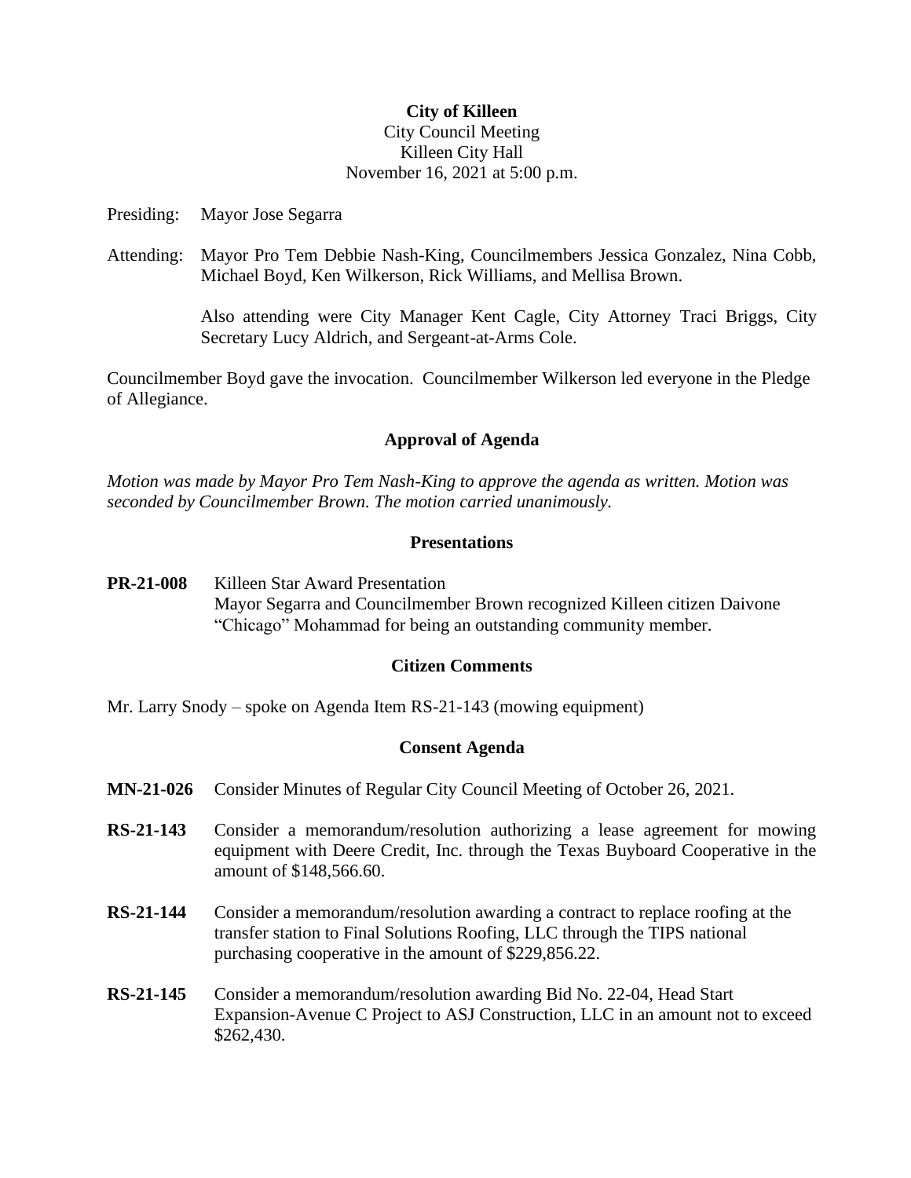**City of Killeen**
City Council Meeting
Killeen City Hall
November 16, 2021 at 5:00 p.m.

Presiding: Mayor Jose Segarra

Attending: Mayor Pro Tem Debbie Nash-King, Councilmembers Jessica Gonzalez, Nina Cobb, Michael Boyd, Ken Wilkerson, Rick Williams, and Mellisa Brown.

Also attending were City Manager Kent Cagle, City Attorney Traci Briggs, City Secretary Lucy Aldrich, and Sergeant-at-Arms Cole.

Councilmember Boyd gave the invocation. Councilmember Wilkerson led everyone in the Pledge of Allegiance.

## Approval of Agenda

*Motion was made by Mayor Pro Tem Nash-King to approve the agenda as written. Motion was seconded by Councilmember Brown. The motion carried unanimously.*

## Presentations

**PR-21-008** Killeen Star Award Presentation
Mayor Segarra and Councilmember Brown recognized Killeen citizen Daivone "Chicago" Mohammad for being an outstanding community member.

## Citizen Comments

Mr. Larry Snody – spoke on Agenda Item RS-21-143 (mowing equipment)

## Consent Agenda

**MN-21-026** Consider Minutes of Regular City Council Meeting of October 26, 2021.

**RS-21-143** Consider a memorandum/resolution authorizing a lease agreement for mowing equipment with Deere Credit, Inc. through the Texas Buyboard Cooperative in the amount of $148,566.60.

**RS-21-144** Consider a memorandum/resolution awarding a contract to replace roofing at the transfer station to Final Solutions Roofing, LLC through the TIPS national purchasing cooperative in the amount of $229,856.22.

**RS-21-145** Consider a memorandum/resolution awarding Bid No. 22-04, Head Start Expansion-Avenue C Project to ASJ Construction, LLC in an amount not to exceed $262,430.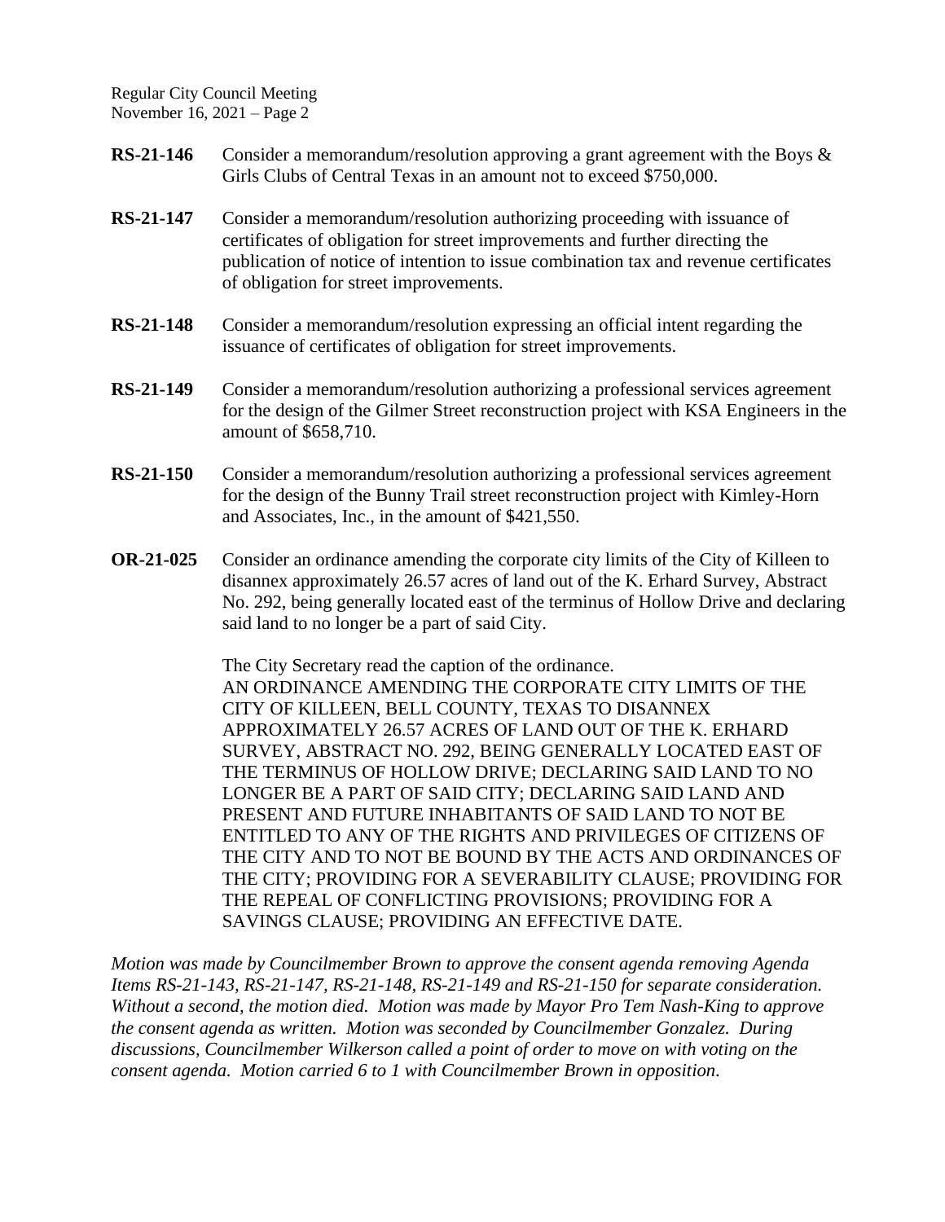**RS-21-146** Consider a memorandum/resolution approving a grant agreement with the Boys & Girls Clubs of Central Texas in an amount not to exceed $750,000.

**RS-21-147** Consider a memorandum/resolution authorizing proceeding with issuance of certificates of obligation for street improvements and further directing the publication of notice of intention to issue combination tax and revenue certificates of obligation for street improvements.

**RS-21-148** Consider a memorandum/resolution expressing an official intent regarding the issuance of certificates of obligation for street improvements.

**RS-21-149** Consider a memorandum/resolution authorizing a professional services agreement for the design of the Gilmer Street reconstruction project with KSA Engineers in the amount of $658,710.

**RS-21-150** Consider a memorandum/resolution authorizing a professional services agreement for the design of the Bunny Trail street reconstruction project with Kimley-Horn and Associates, Inc., in the amount of $421,550.

**OR-21-025** Consider an ordinance amending the corporate city limits of the City of Killeen to disannex approximately 26.57 acres of land out of the K. Erhard Survey, Abstract No. 292, being generally located east of the terminus of Hollow Drive and declaring said land to no longer be a part of said City.

The City Secretary read the caption of the ordinance.
AN ORDINANCE AMENDING THE CORPORATE CITY LIMITS OF THE CITY OF KILLEEN, BELL COUNTY, TEXAS TO DISANNEX APPROXIMATELY 26.57 ACRES OF LAND OUT OF THE K. ERHARD SURVEY, ABSTRACT NO. 292, BEING GENERALLY LOCATED EAST OF THE TERMINUS OF HOLLOW DRIVE; DECLARING SAID LAND TO NO LONGER BE A PART OF SAID CITY; DECLARING SAID LAND AND PRESENT AND FUTURE INHABITANTS OF SAID LAND TO NOT BE ENTITLED TO ANY OF THE RIGHTS AND PRIVILEGES OF CITIZENS OF THE CITY AND TO NOT BE BOUND BY THE ACTS AND ORDINANCES OF THE CITY; PROVIDING FOR A SEVERABILITY CLAUSE; PROVIDING FOR THE REPEAL OF CONFLICTING PROVISIONS; PROVIDING FOR A SAVINGS CLAUSE; PROVIDING AN EFFECTIVE DATE.

*Motion was made by Councilmember Brown to approve the consent agenda removing Agenda Items RS-21-143, RS-21-147, RS-21-148, RS-21-149 and RS-21-150 for separate consideration. Without a second, the motion died. Motion was made by Mayor Pro Tem Nash-King to approve the consent agenda as written. Motion was seconded by Councilmember Gonzalez. During discussions, Councilmember Wilkerson called a point of order to move on with voting on the consent agenda. Motion carried 6 to 1 with Councilmember Brown in opposition.*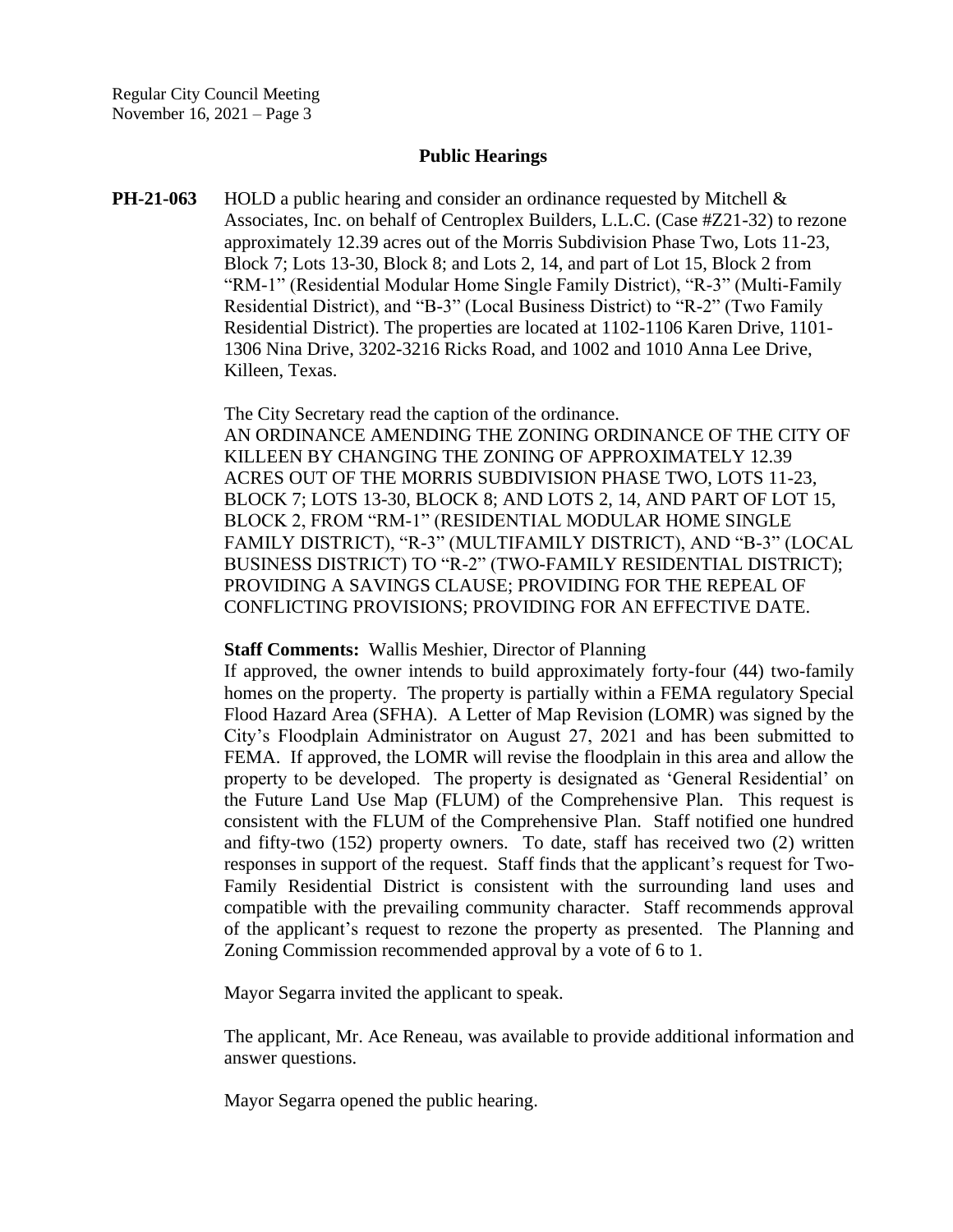## Public Hearings

**PH-21-063** HOLD a public hearing and consider an ordinance requested by Mitchell & Associates, Inc. on behalf of Centroplex Builders, L.L.C. (Case #Z21-32) to rezone approximately 12.39 acres out of the Morris Subdivision Phase Two, Lots 11-23, Block 7; Lots 13-30, Block 8; and Lots 2, 14, and part of Lot 15, Block 2 from "RM-1" (Residential Modular Home Single Family District), "R-3" (Multi-Family Residential District), and "B-3" (Local Business District) to "R-2" (Two Family Residential District). The properties are located at 1102-1106 Karen Drive, 1101-1306 Nina Drive, 3202-3216 Ricks Road, and 1002 and 1010 Anna Lee Drive, Killeen, Texas.

The City Secretary read the caption of the ordinance.
AN ORDINANCE AMENDING THE ZONING ORDINANCE OF THE CITY OF KILLEEN BY CHANGING THE ZONING OF APPROXIMATELY 12.39 ACRES OUT OF THE MORRIS SUBDIVISION PHASE TWO, LOTS 11-23, BLOCK 7; LOTS 13-30, BLOCK 8; AND LOTS 2, 14, AND PART OF LOT 15, BLOCK 2, FROM "RM-1" (RESIDENTIAL MODULAR HOME SINGLE FAMILY DISTRICT), "R-3" (MULTIFAMILY DISTRICT), AND "B-3" (LOCAL BUSINESS DISTRICT) TO "R-2" (TWO-FAMILY RESIDENTIAL DISTRICT); PROVIDING A SAVINGS CLAUSE; PROVIDING FOR THE REPEAL OF CONFLICTING PROVISIONS; PROVIDING FOR AN EFFECTIVE DATE.

**Staff Comments:** Wallis Meshier, Director of Planning
If approved, the owner intends to build approximately forty-four (44) two-family homes on the property. The property is partially within a FEMA regulatory Special Flood Hazard Area (SFHA). A Letter of Map Revision (LOMR) was signed by the City's Floodplain Administrator on August 27, 2021 and has been submitted to FEMA. If approved, the LOMR will revise the floodplain in this area and allow the property to be developed. The property is designated as 'General Residential' on the Future Land Use Map (FLUM) of the Comprehensive Plan. This request is consistent with the FLUM of the Comprehensive Plan. Staff notified one hundred and fifty-two (152) property owners. To date, staff has received two (2) written responses in support of the request. Staff finds that the applicant's request for Two-Family Residential District is consistent with the surrounding land uses and compatible with the prevailing community character. Staff recommends approval of the applicant's request to rezone the property as presented. The Planning and Zoning Commission recommended approval by a vote of 6 to 1.

Mayor Segarra invited the applicant to speak.

The applicant, Mr. Ace Reneau, was available to provide additional information and answer questions.

Mayor Segarra opened the public hearing.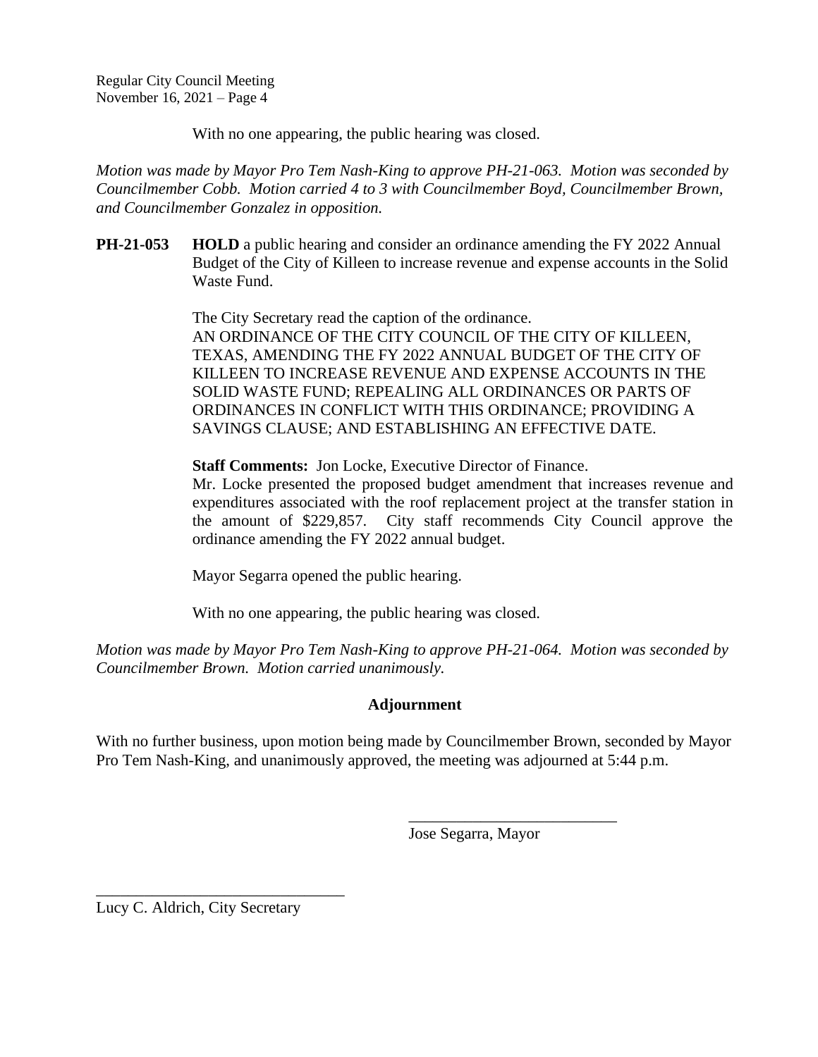With no one appearing, the public hearing was closed.

*Motion was made by Mayor Pro Tem Nash-King to approve PH-21-063. Motion was seconded by Councilmember Cobb. Motion carried 4 to 3 with Councilmember Boyd, Councilmember Brown, and Councilmember Gonzalez in opposition.*

**PH-21-053** **HOLD** a public hearing and consider an ordinance amending the FY 2022 Annual Budget of the City of Killeen to increase revenue and expense accounts in the Solid Waste Fund.

The City Secretary read the caption of the ordinance.
AN ORDINANCE OF THE CITY COUNCIL OF THE CITY OF KILLEEN, TEXAS, AMENDING THE FY 2022 ANNUAL BUDGET OF THE CITY OF KILLEEN TO INCREASE REVENUE AND EXPENSE ACCOUNTS IN THE SOLID WASTE FUND; REPEALING ALL ORDINANCES OR PARTS OF ORDINANCES IN CONFLICT WITH THIS ORDINANCE; PROVIDING A SAVINGS CLAUSE; AND ESTABLISHING AN EFFECTIVE DATE.

**Staff Comments:** Jon Locke, Executive Director of Finance.
Mr. Locke presented the proposed budget amendment that increases revenue and expenditures associated with the roof replacement project at the transfer station in the amount of $229,857. City staff recommends City Council approve the ordinance amending the FY 2022 annual budget.

Mayor Segarra opened the public hearing.

With no one appearing, the public hearing was closed.

*Motion was made by Mayor Pro Tem Nash-King to approve PH-21-064. Motion was seconded by Councilmember Brown. Motion carried unanimously.*

## Adjournment

With no further business, upon motion being made by Councilmember Brown, seconded by Mayor Pro Tem Nash-King, and unanimously approved, the meeting was adjourned at 5:44 p.m.

\_\_\_\_\_\_\_\_\_\_\_\_\_\_\_\_\_\_\_\_\_\_\_\_\_\_\_
Jose Segarra, Mayor

\_\_\_\_\_\_\_\_\_\_\_\_\_\_\_\_\_\_\_\_\_\_\_\_\_\_\_\_\_\_\_\_
Lucy C. Aldrich, City Secretary